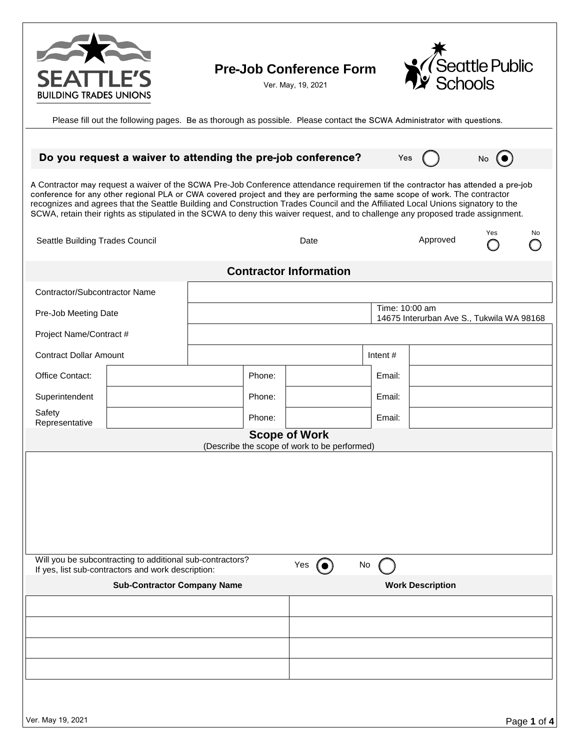# Pre-Job Conference Form

Ver. May, 19, 2021

Please fill out the following pages. Be as thorough as possible. Please contact the SCWA Administrator with questions.

**Do you request a waiver to attending the pre-job conference?** Yes ◯ No ◉

A Contractor may request a waiver of the SCWA Pre-Job Conference attendance requiremen tif the contractor has attended a pre-job conference for any other regional PLA or CWA covered project and they are performing the same scope of work. The contractor recognizes and agrees that the Seattle Building and Construction Trades Council and the Affiliated Local Unions signatory to the SCWA, retain their rights as stipulated in the SCWA to deny this waiver request, and to challenge any proposed trade assignment.

Seattle Building Trades Council    Date    Approved Yes ◯ No ◯

## Contractor Information

| | | | | | |
|---|---|---|---|---|---|
| Contractor/Subcontractor Name | | | | | |
| Pre-Job Meeting Date | | | | Time: 10:00 am 14675 Interurban Ave S., Tukwila WA 98168 | |
| Project Name/Contract # | | | | | |
| Contract Dollar Amount | | | | Intent # | |
| Office Contact: | | Phone: | | Email: | |
| Superintendent | | Phone: | | Email: | |
| Safety Representative | | Phone: | | Email: | |

## Scope of Work

(Describe the scope of work to be performed)

Will you be subcontracting to additional sub-contractors? Yes ◉ No ◯
If yes, list sub-contractors and work description:

| Sub-Contractor Company Name | Work Description |
|---|---|
| | |
| | |
| | |
| | |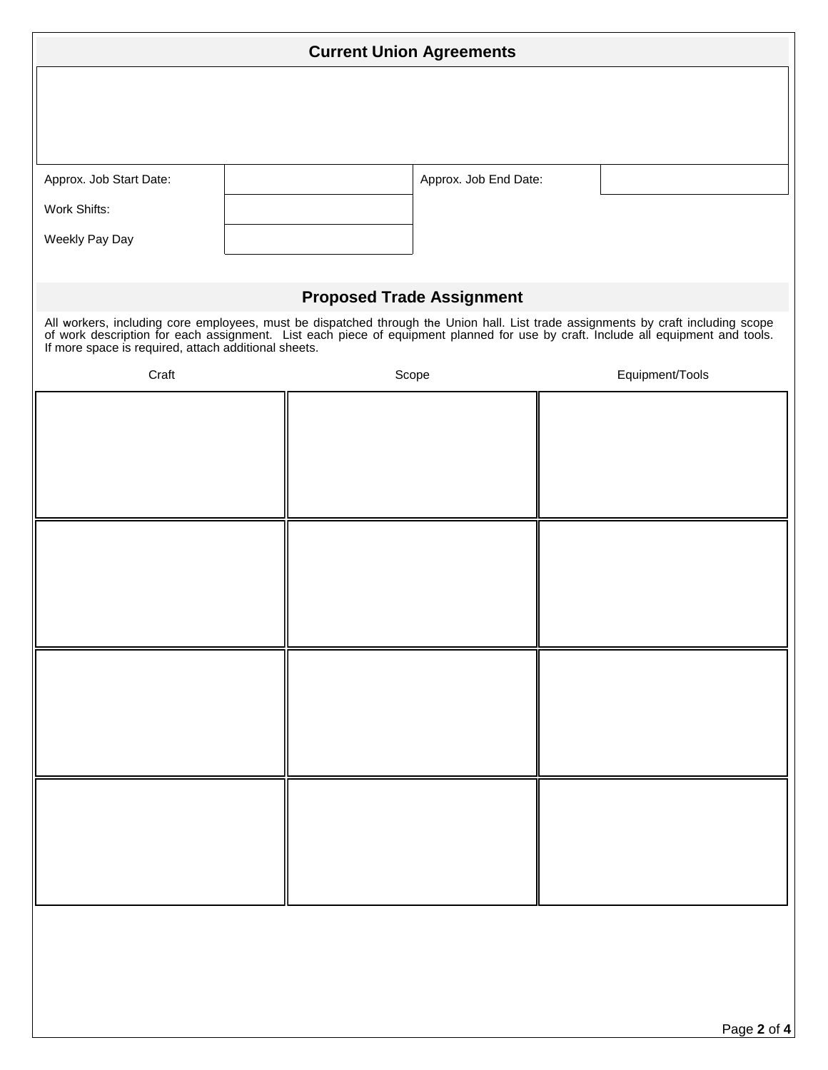## Current Union Agreements

| | |
|---|---|
| | |

| Approx. Job Start Date: | | Approx. Job End Date: | |
|---|---|---|---|
| Work Shifts: | | | |
| Weekly Pay Day | | | |

## Proposed Trade Assignment

All workers, including core employees, must be dispatched through the Union hall. List trade assignments by craft including scope of work description for each assignment. List each piece of equipment planned for use by craft. Include all equipment and tools. If more space is required, attach additional sheets.

| Craft | Scope | Equipment/Tools |
|---|---|---|
| | | |
| | | |
| | | |
| | | |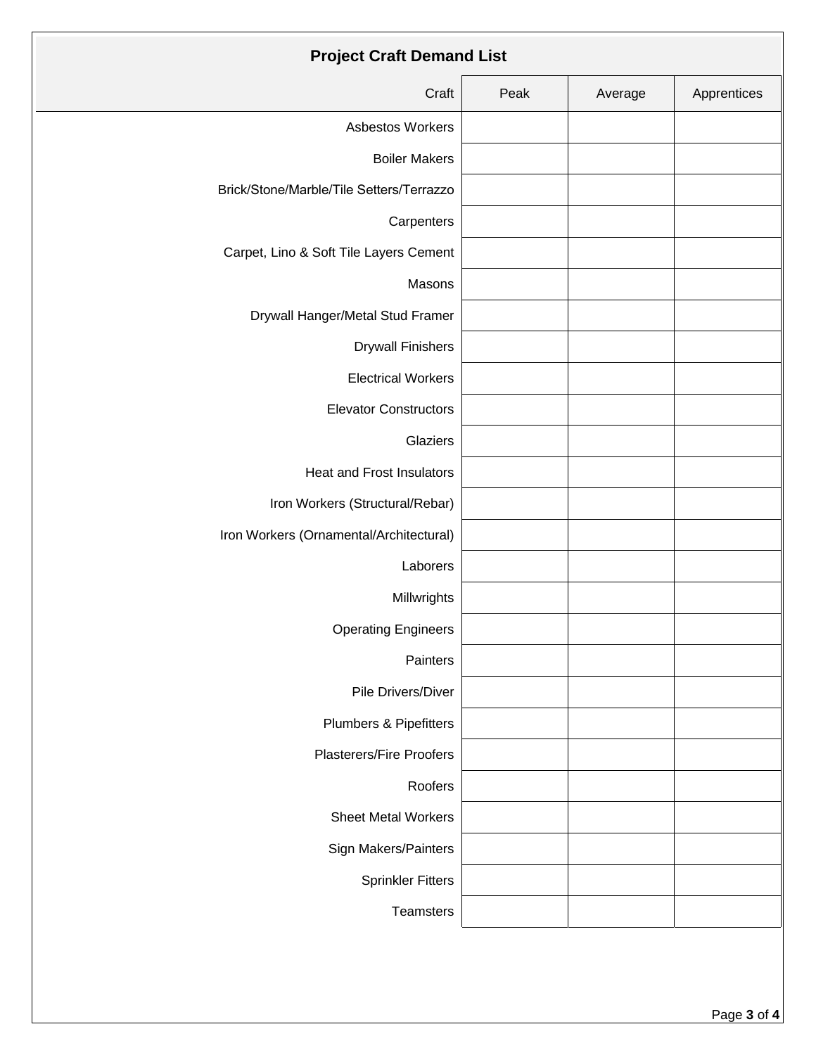# Project Craft Demand List

| Craft | Peak | Average | Apprentices |
|---|---|---|---|
| Asbestos Workers | | | |
| Boiler Makers | | | |
| Brick/Stone/Marble/Tile Setters/Terrazzo | | | |
| Carpenters | | | |
| Carpet, Lino & Soft Tile Layers Cement | | | |
| Masons | | | |
| Drywall Hanger/Metal Stud Framer | | | |
| Drywall Finishers | | | |
| Electrical Workers | | | |
| Elevator Constructors | | | |
| Glaziers | | | |
| Heat and Frost Insulators | | | |
| Iron Workers (Structural/Rebar) | | | |
| Iron Workers (Ornamental/Architectural) | | | |
| Laborers | | | |
| Millwrights | | | |
| Operating Engineers | | | |
| Painters | | | |
| Pile Drivers/Diver | | | |
| Plumbers & Pipefitters | | | |
| Plasterers/Fire Proofers | | | |
| Roofers | | | |
| Sheet Metal Workers | | | |
| Sign Makers/Painters | | | |
| Sprinkler Fitters | | | |
| Teamsters | | | |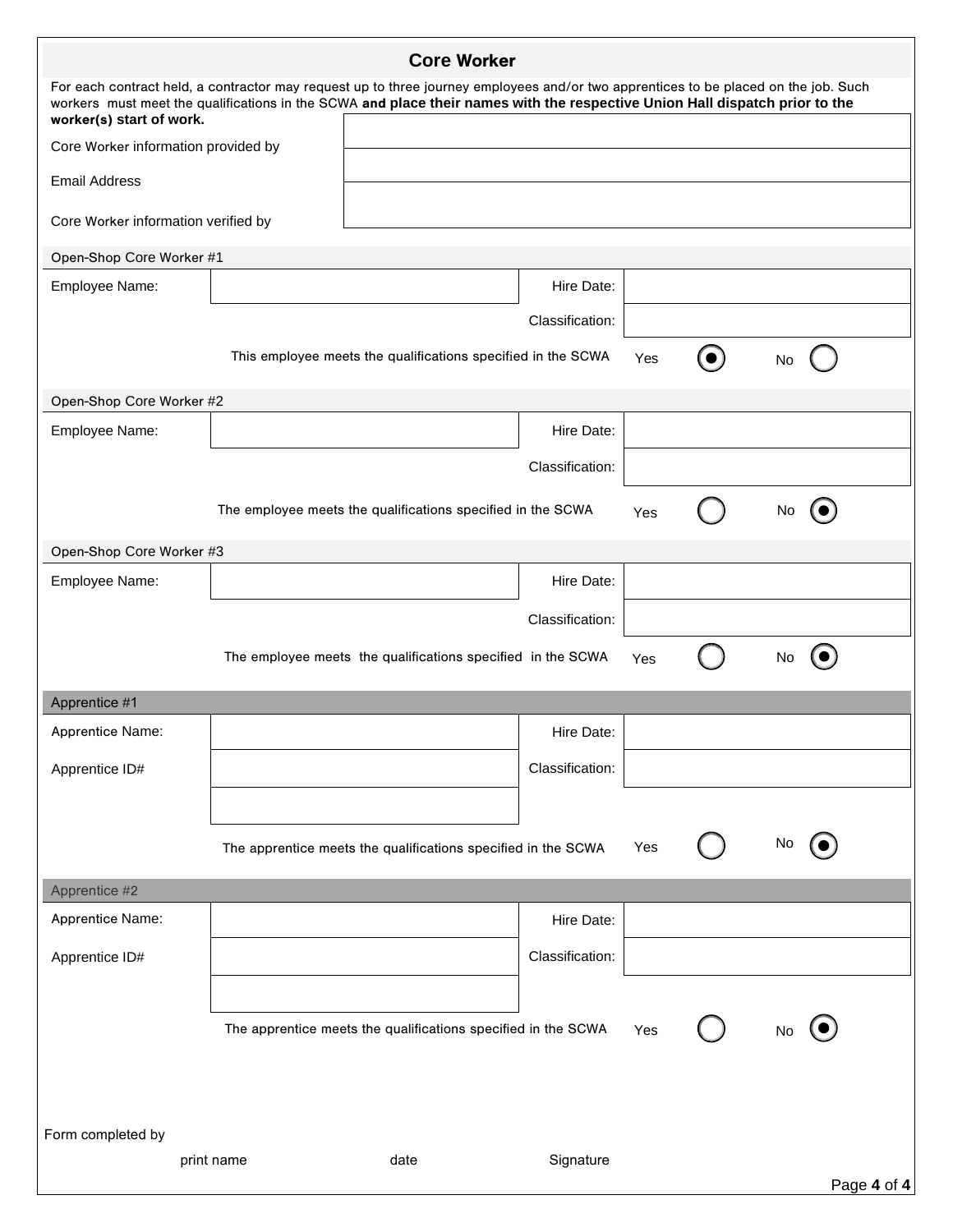## Core Worker

For each contract held, a contractor may request up to three journey employees and/or two apprentices to be placed on the job. Such workers must meet the qualifications in the SCWA **and place their names with the respective Union Hall dispatch prior to the worker(s) start of work.**

| | |
|---|---|
| Core Worker information provided by | |
| Email Address | |
| Core Worker information verified by | |

### Open-Shop Core Worker #1

| | | | |
|---|---|---|---|
| Employee Name: | | Hire Date: | |
| | | Classification: | |

This employee meets the qualifications specified in the SCWA — Yes (●) No ( )

### Open-Shop Core Worker #2

| | | | |
|---|---|---|---|
| Employee Name: | | Hire Date: | |
| | | Classification: | |

The employee meets the qualifications specified in the SCWA — Yes ( ) No (●)

### Open-Shop Core Worker #3

| | | | |
|---|---|---|---|
| Employee Name: | | Hire Date: | |
| | | Classification: | |

The employee meets the qualifications specified in the SCWA — Yes ( ) No (●)

### Apprentice #1

| | | | |
|---|---|---|---|
| Apprentice Name: | | Hire Date: | |
| Apprentice ID# | | Classification: | |
| | | | |

The apprentice meets the qualifications specified in the SCWA — Yes ( ) No (●)

### Apprentice #2

| | | | |
|---|---|---|---|
| Apprentice Name: | | Hire Date: | |
| Apprentice ID# | | Classification: | |
| | | | |

The apprentice meets the qualifications specified in the SCWA — Yes ( ) No (●)

Form completed by

print name    date    Signature